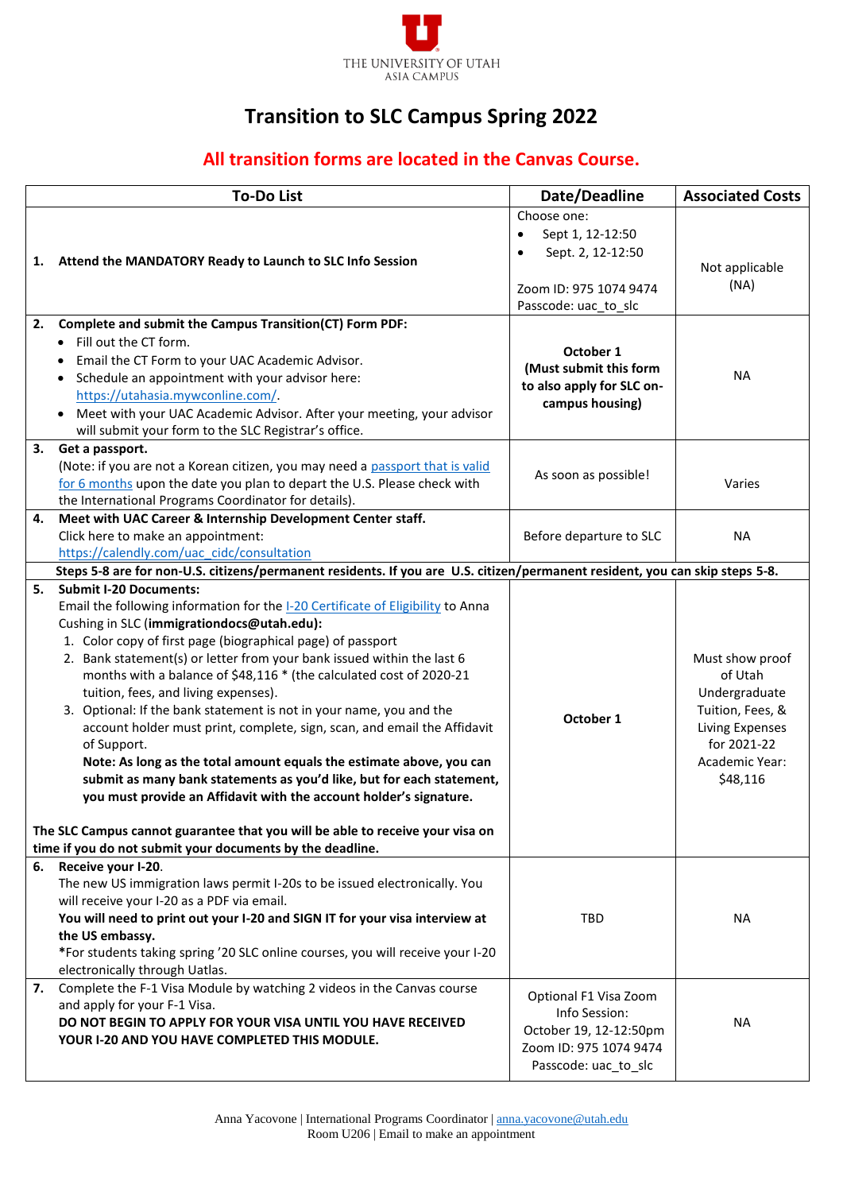THE UNIVERSITY OF UTAH
ASIA CAMPUS

# Transition to SLC Campus Spring 2022

## All transition forms are located in the Canvas Course.

| To-Do List | Date/Deadline | Associated Costs |
|---|---|---|
| **1. Attend the MANDATORY Ready to Launch to SLC Info Session** | Choose one:<br>• Sept 1, 12-12:50<br>• Sept. 2, 12-12:50<br><br>Zoom ID: 975 1074 9474<br>Passcode: uac_to_slc | Not applicable (NA) |
| **2. Complete and submit the Campus Transition(CT) Form PDF:**<br>• Fill out the CT form.<br>• Email the CT Form to your UAC Academic Advisor.<br>• Schedule an appointment with your advisor here: https://utahasia.mywconline.com/.<br>• Meet with your UAC Academic Advisor. After your meeting, your advisor will submit your form to the SLC Registrar's office. | **October 1 (Must submit this form to also apply for SLC on-campus housing)** | NA |
| **3. Get a passport.**<br>(Note: if you are not a Korean citizen, you may need a passport that is valid for 6 months upon the date you plan to depart the U.S. Please check with the International Programs Coordinator for details). | As soon as possible! | Varies |
| **4. Meet with UAC Career & Internship Development Center staff.**<br>Click here to make an appointment: https://calendly.com/uac_cidc/consultation | Before departure to SLC | NA |
| **Steps 5-8 are for non-U.S. citizens/permanent residents. If you are U.S. citizen/permanent resident, you can skip steps 5-8.** | | |
| **5. Submit I-20 Documents:**<br>Email the following information for the I-20 Certificate of Eligibility to Anna Cushing in SLC (**immigrationdocs@utah.edu**):<br>1. Color copy of first page (biographical page) of passport<br>2. Bank statement(s) or letter from your bank issued within the last 6 months with a balance of $48,116 * (the calculated cost of 2020-21 tuition, fees, and living expenses).<br>3. Optional: If the bank statement is not in your name, you and the account holder must print, complete, sign, scan, and email the Affidavit of Support.<br>**Note: As long as the total amount equals the estimate above, you can submit as many bank statements as you'd like, but for each statement, you must provide an Affidavit with the account holder's signature.**<br><br>**The SLC Campus cannot guarantee that you will be able to receive your visa on time if you do not submit your documents by the deadline.** | **October 1** | Must show proof of Utah Undergraduate Tuition, Fees, & Living Expenses for 2021-22 Academic Year: $48,116 |
| **6. Receive your I-20.**<br>The new US immigration laws permit I-20s to be issued electronically. You will receive your I-20 as a PDF via email.<br>**You will need to print out your I-20 and SIGN IT for your visa interview at the US embassy.**<br>***For students taking spring '20 SLC online courses, you will receive your I-20 electronically through Uatlas.** | TBD | NA |
| **7.** Complete the F-1 Visa Module by watching 2 videos in the Canvas course and apply for your F-1 Visa.<br>**DO NOT BEGIN TO APPLY FOR YOUR VISA UNTIL YOU HAVE RECEIVED YOUR I-20 AND YOU HAVE COMPLETED THIS MODULE.** | Optional F1 Visa Zoom Info Session:<br>October 19, 12-12:50pm<br>Zoom ID: 975 1074 9474<br>Passcode: uac_to_slc | NA |

Anna Yacovone | International Programs Coordinator | anna.yacovone@utah.edu
Room U206 | Email to make an appointment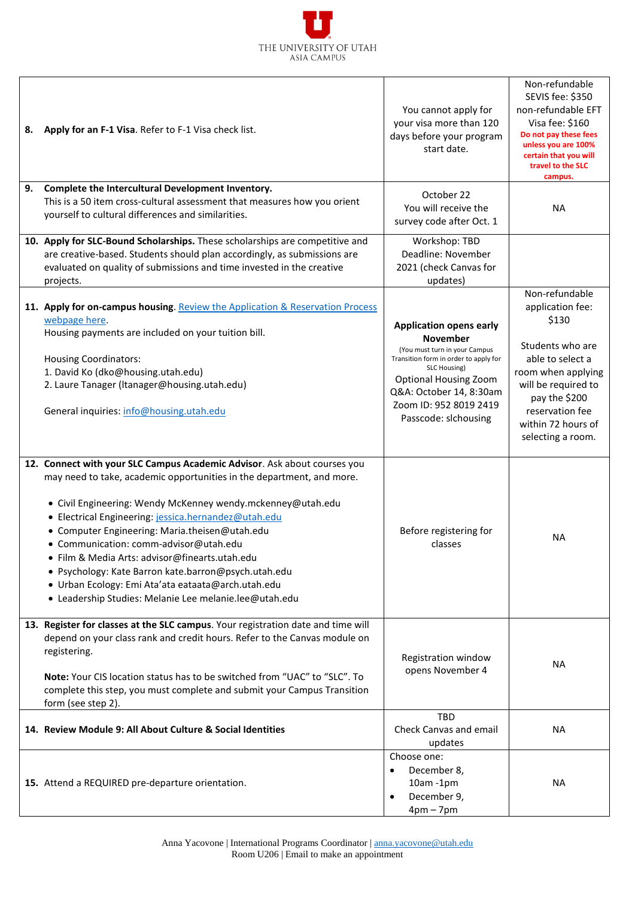| | | |
|---|---|---|
| **8. Apply for an F-1 Visa**. Refer to F-1 Visa check list. | You cannot apply for your visa more than 120 days before your program start date. | Non-refundable SEVIS fee: $350<br>non-refundable EFT Visa fee: $160<br>**Do not pay these fees unless you are 100% certain that you will travel to the SLC campus.** |
| **9. Complete the Intercultural Development Inventory.**<br>This is a 50 item cross-cultural assessment that measures how you orient yourself to cultural differences and similarities. | October 22<br>You will receive the survey code after Oct. 1 | NA |
| **10. Apply for SLC-Bound Scholarships.** These scholarships are competitive and are creative-based. Students should plan accordingly, as submissions are evaluated on quality of submissions and time invested in the creative projects. | Workshop: TBD<br>Deadline: November 2021 (check Canvas for updates) | |
| **11. Apply for on-campus housing**. [Review the Application & Reservation Process webpage here](). Housing payments are included on your tuition bill.<br><br>Housing Coordinators:<br>1. David Ko (dko@housing.utah.edu)<br>2. Laure Tanager (ltanager@housing.utah.edu)<br><br>General inquiries: info@housing.utah.edu | **Application opens early November**<br>(You must turn in your Campus Transition form in order to apply for SLC Housing)<br>Optional Housing Zoom Q&A: October 14, 8:30am<br>Zoom ID: 952 8019 2419<br>Passcode: slchousing | Non-refundable application fee: $130<br><br>Students who are able to select a room when applying will be required to pay the $200 reservation fee within 72 hours of selecting a room. |
| **12. Connect with your SLC Campus Academic Advisor**. Ask about courses you may need to take, academic opportunities in the department, and more.<br><br>• Civil Engineering: Wendy McKenney wendy.mckenney@utah.edu<br>• Electrical Engineering: jessica.hernandez@utah.edu<br>• Computer Engineering: Maria.theisen@utah.edu<br>• Communication: comm-advisor@utah.edu<br>• Film & Media Arts: advisor@finearts.utah.edu<br>• Psychology: Kate Barron kate.barron@psych.utah.edu<br>• Urban Ecology: Emi Ata'ata eataata@arch.utah.edu<br>• Leadership Studies: Melanie Lee melanie.lee@utah.edu | Before registering for classes | NA |
| **13. Register for classes at the SLC campus**. Your registration date and time will depend on your class rank and credit hours. Refer to the Canvas module on registering.<br><br>**Note:** Your CIS location status has to be switched from "UAC" to "SLC". To complete this step, you must complete and submit your Campus Transition form (see step 2). | Registration window opens November 4 | NA |
| **14. Review Module 9: All About Culture & Social Identities** | TBD<br>Check Canvas and email updates | NA |
| 15. Attend a REQUIRED pre-departure orientation. | Choose one:<br>• December 8, 10am -1pm<br>• December 9, 4pm – 7pm | NA |

Anna Yacovone | International Programs Coordinator | anna.yacovone@utah.edu
Room U206 | Email to make an appointment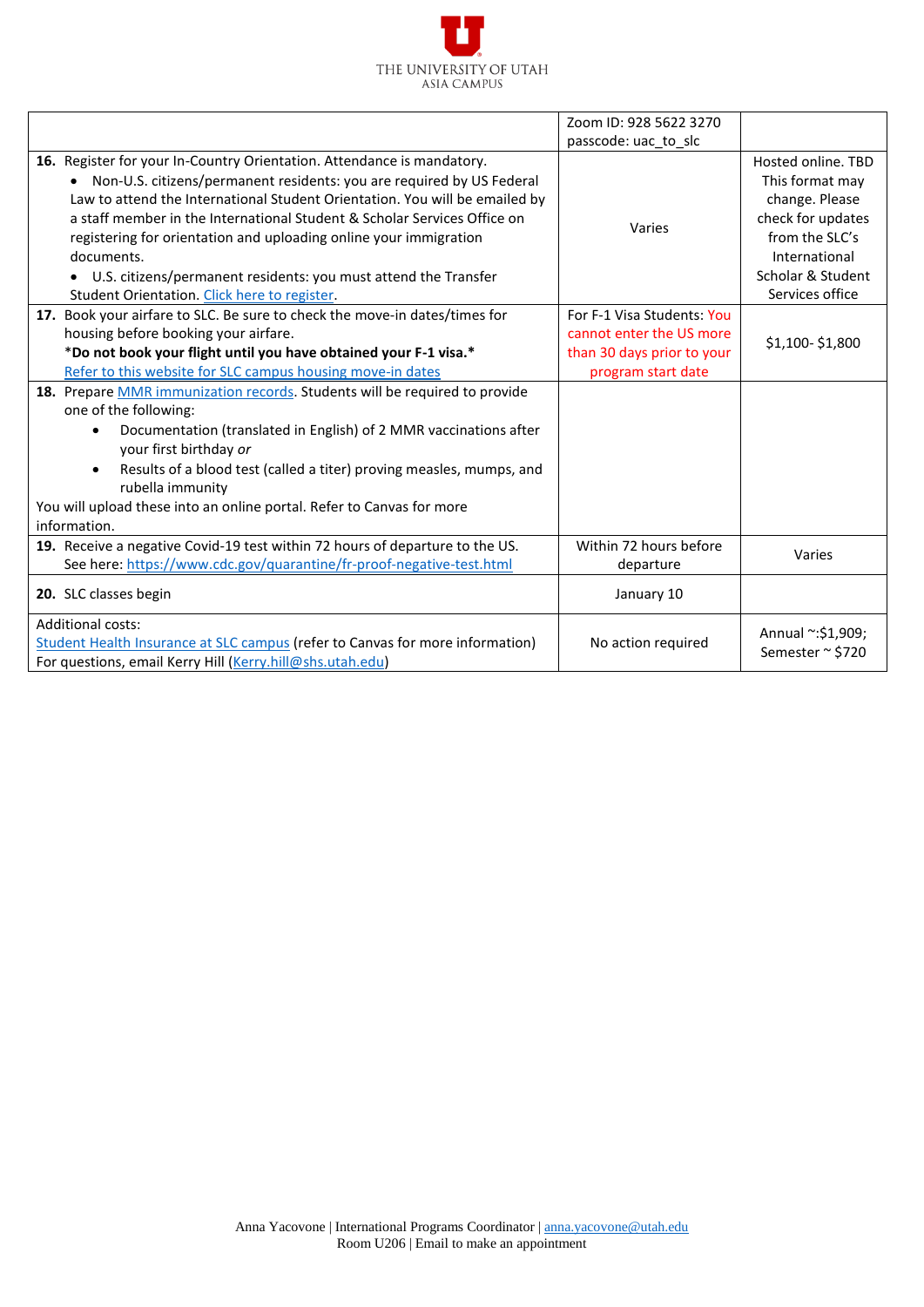| | | |
|---|---|---|
| | Zoom ID: 928 5622 3270 passcode: uac_to_slc | |
| **16.** Register for your In-Country Orientation. Attendance is mandatory.<br>• Non-U.S. citizens/permanent residents: you are required by US Federal Law to attend the International Student Orientation. You will be emailed by a staff member in the International Student & Scholar Services Office on registering for orientation and uploading online your immigration documents.<br>• U.S. citizens/permanent residents: you must attend the Transfer Student Orientation. Click here to register. | Varies | Hosted online. TBD This format may change. Please check for updates from the SLC's International Scholar & Student Services office |
| **17.** Book your airfare to SLC. Be sure to check the move-in dates/times for housing before booking your airfare.<br>***Do not book your flight until you have obtained your F-1 visa.***<br>Refer to this website for SLC campus housing move-in dates | For F-1 Visa Students: You cannot enter the US more than 30 days prior to your program start date | $1,100- $1,800 |
| **18.** Prepare MMR immunization records. Students will be required to provide one of the following:<br>• Documentation (translated in English) of 2 MMR vaccinations after your first birthday *or*<br>• Results of a blood test (called a titer) proving measles, mumps, and rubella immunity<br>You will upload these into an online portal. Refer to Canvas for more information. | | |
| **19.** Receive a negative Covid-19 test within 72 hours of departure to the US. See here: https://www.cdc.gov/quarantine/fr-proof-negative-test.html | Within 72 hours before departure | Varies |
| **20.** SLC classes begin | January 10 | |
| Additional costs:<br>Student Health Insurance at SLC campus (refer to Canvas for more information)<br>For questions, email Kerry Hill (Kerry.hill@shs.utah.edu) | No action required | Annual ~:$1,909; Semester ~ $720 |

Anna Yacovone | International Programs Coordinator | anna.yacovone@utah.edu
Room U206 | Email to make an appointment